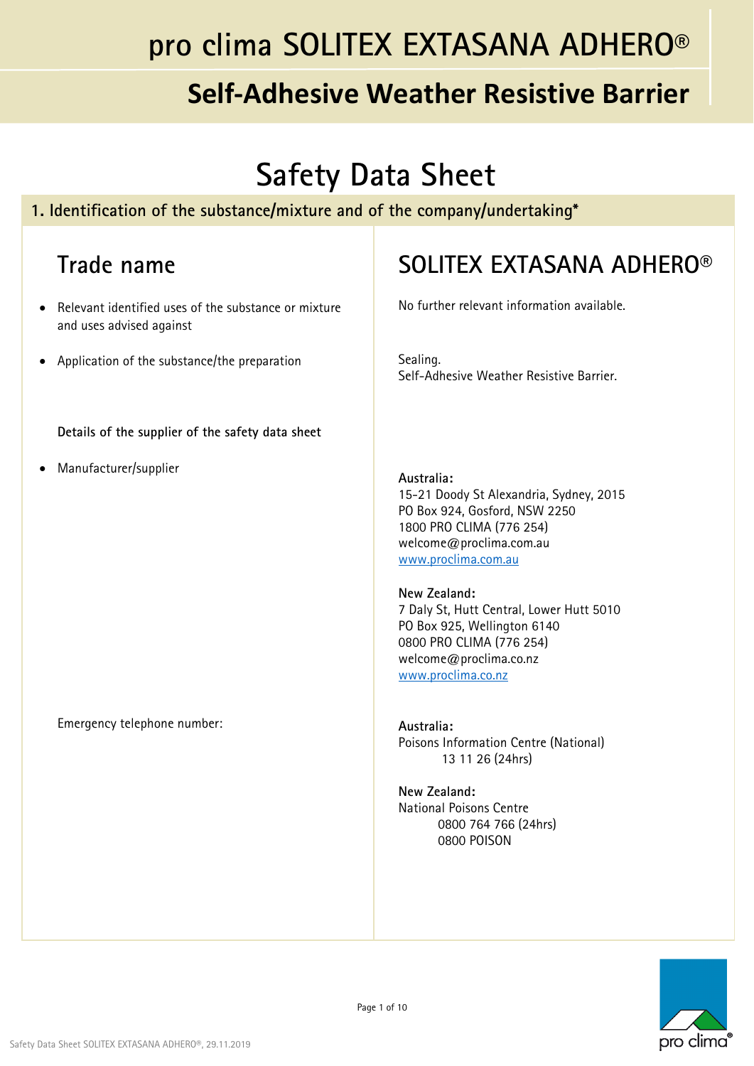# pro clima SOLITEX EXTASANA ADHERO®

## Self-Adhesive Weather Resistive Barrier

# Safety Data Sheet

## 1. Identification of the substance/mixture and of the company/undertaking*

### Trade name

**SOLITEX EXTASANA ADHERO®**

- Relevant identified uses of the substance or mixture and uses advised against

No further relevant information available.

- Application of the substance/the preparation

Sealing.
Self-Adhesive Weather Resistive Barrier.

**Details of the supplier of the safety data sheet**

- Manufacturer/supplier

**Australia:**
15-21 Doody St Alexandria, Sydney, 2015
PO Box 924, Gosford, NSW 2250
1800 PRO CLIMA (776 254)
welcome@proclima.com.au
www.proclima.com.au

**New Zealand:**
7 Daly St, Hutt Central, Lower Hutt 5010
PO Box 925, Wellington 6140
0800 PRO CLIMA (776 254)
welcome@proclima.co.nz
www.proclima.co.nz

Emergency telephone number:

**Australia:**
Poisons Information Centre (National)
13 11 26 (24hrs)

**New Zealand:**
National Poisons Centre
0800 764 766 (24hrs)
0800 POISON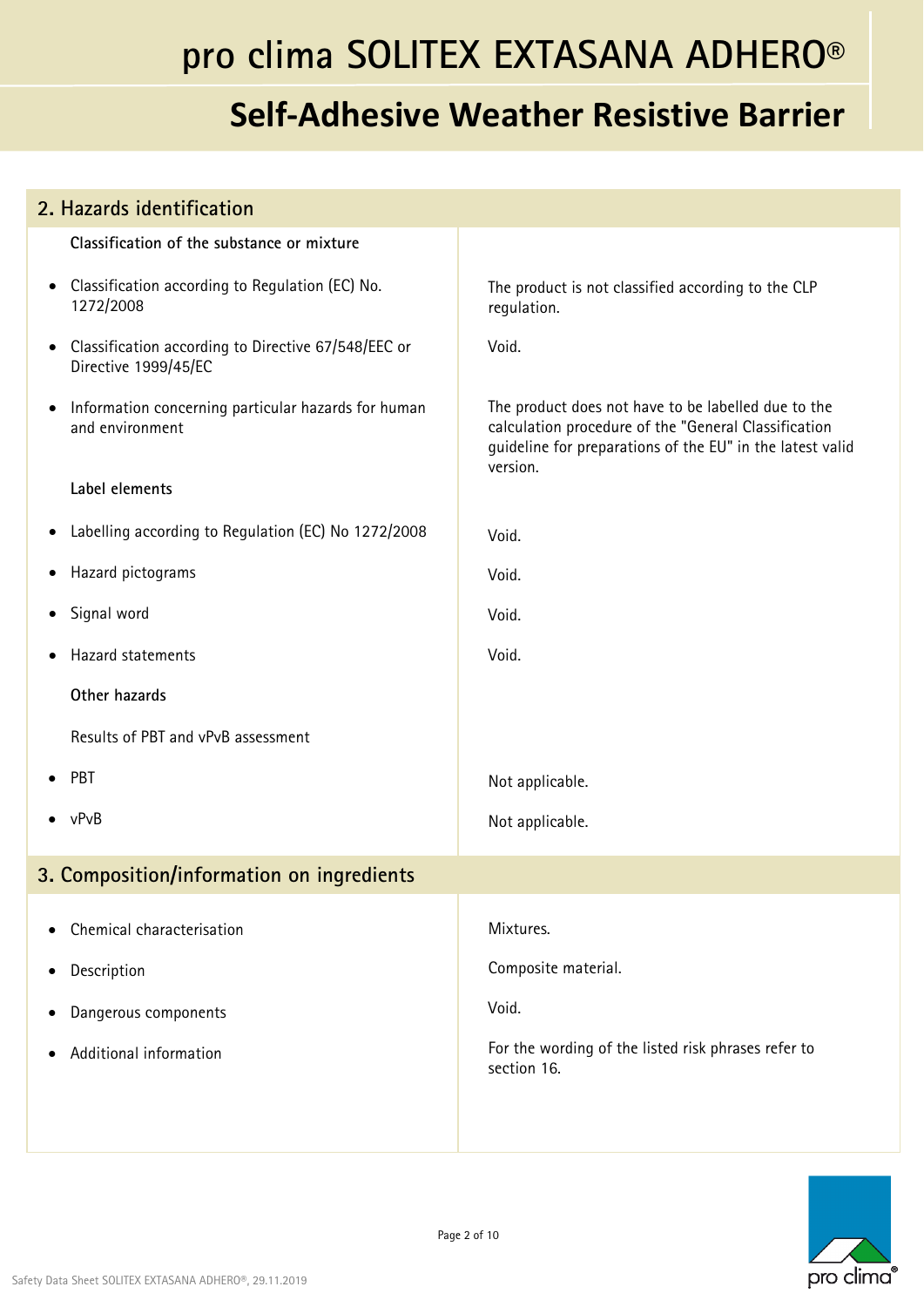## 2. Hazards identification

| | |
|---|---|
| **Classification of the substance or mixture** | |
| • Classification according to Regulation (EC) No. 1272/2008 | The product is not classified according to the CLP regulation. |
| • Classification according to Directive 67/548/EEC or Directive 1999/45/EC | Void. |
| • Information concerning particular hazards for human and environment | The product does not have to be labelled due to the calculation procedure of the "General Classification guideline for preparations of the EU" in the latest valid version. |
| **Label elements** | |
| • Labelling according to Regulation (EC) No 1272/2008 | Void. |
| • Hazard pictograms | Void. |
| • Signal word | Void. |
| • Hazard statements | Void. |
| **Other hazards** | |
| Results of PBT and vPvB assessment | |
| • PBT | Not applicable. |
| • vPvB | Not applicable. |

## 3. Composition/information on ingredients

| | |
|---|---|
| • Chemical characterisation | Mixtures. |
| • Description | Composite material. |
| • Dangerous components | Void. |
| • Additional information | For the wording of the listed risk phrases refer to section 16. |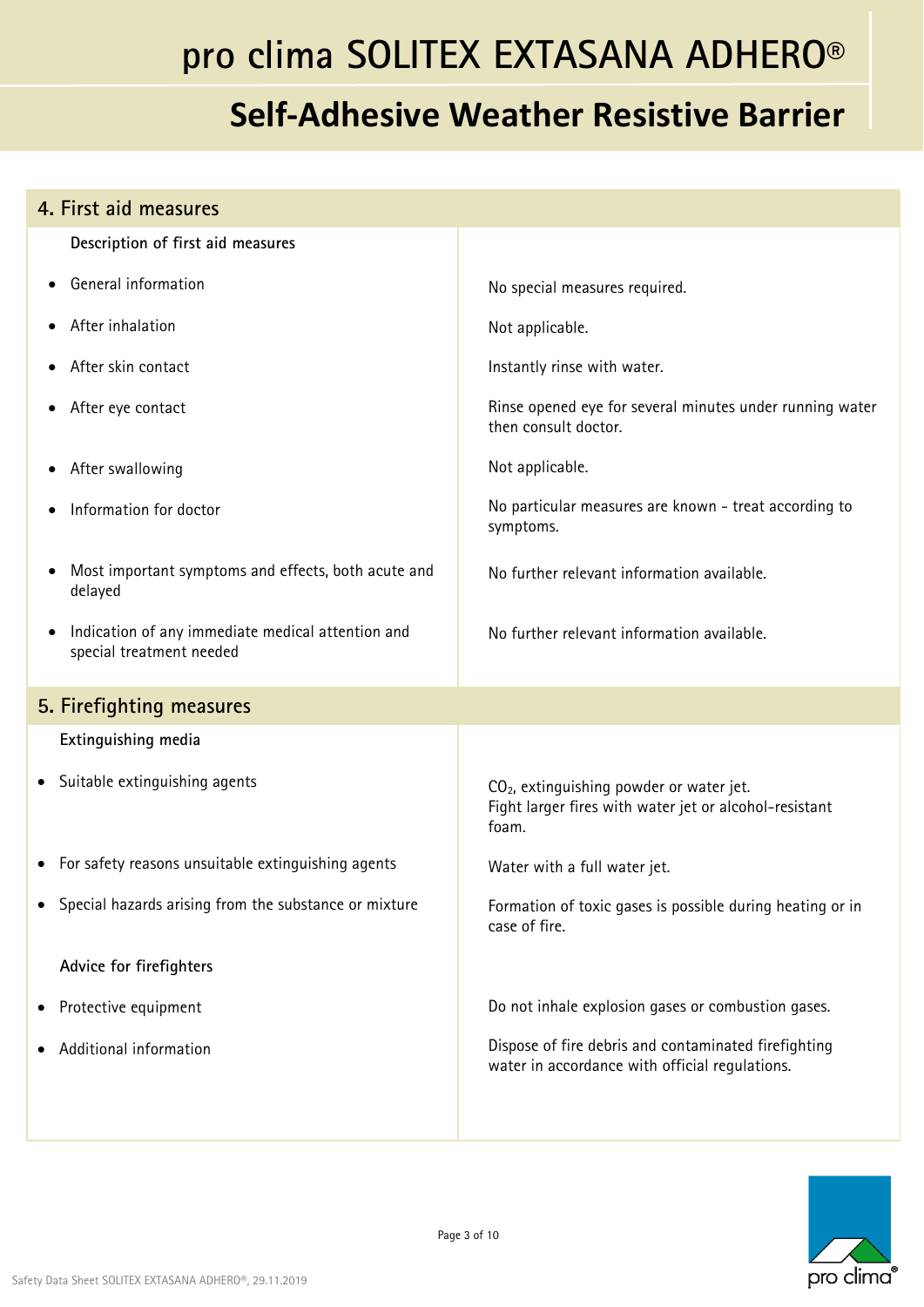## 4. First aid measures

| Description of first aid measures | |
|---|---|
| • General information | No special measures required. |
| • After inhalation | Not applicable. |
| • After skin contact | Instantly rinse with water. |
| • After eye contact | Rinse opened eye for several minutes under running water then consult doctor. |
| • After swallowing | Not applicable. |
| • Information for doctor | No particular measures are known - treat according to symptoms. |
| • Most important symptoms and effects, both acute and delayed | No further relevant information available. |
| • Indication of any immediate medical attention and special treatment needed | No further relevant information available. |

## 5. Firefighting measures

| Extinguishing media | |
|---|---|
| • Suitable extinguishing agents | $CO_2$, extinguishing powder or water jet. Fight larger fires with water jet or alcohol-resistant foam. |
| • For safety reasons unsuitable extinguishing agents | Water with a full water jet. |
| • Special hazards arising from the substance or mixture | Formation of toxic gases is possible during heating or in case of fire. |
| **Advice for firefighters** | |
| • Protective equipment | Do not inhale explosion gases or combustion gases. |
| • Additional information | Dispose of fire debris and contaminated firefighting water in accordance with official regulations. |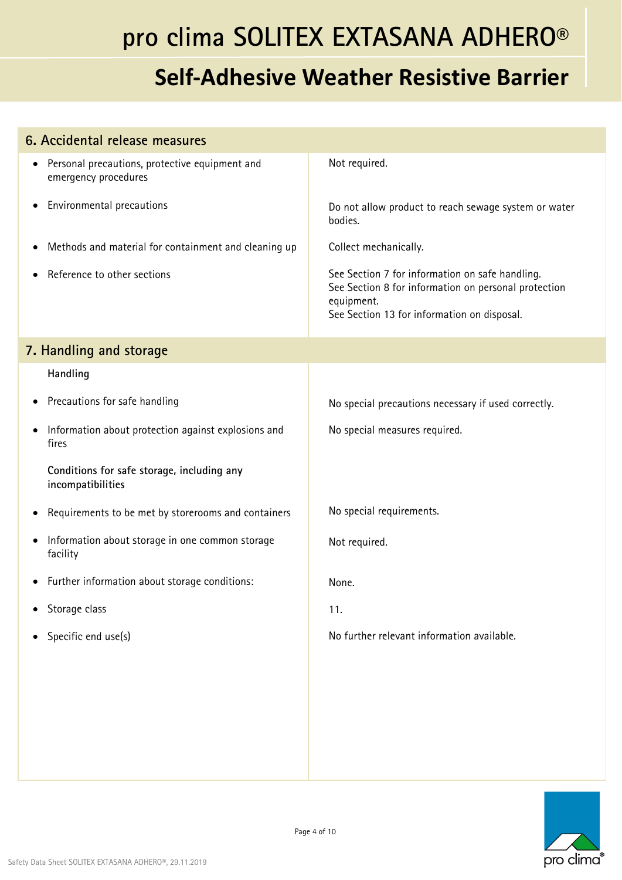## 6. Accidental release measures

| | |
|---|---|
| Personal precautions, protective equipment and emergency procedures | Not required. |
| Environmental precautions | Do not allow product to reach sewage system or water bodies. |
| Methods and material for containment and cleaning up | Collect mechanically. |
| Reference to other sections | See Section 7 for information on safe handling.<br>See Section 8 for information on personal protection equipment.<br>See Section 13 for information on disposal. |

## 7. Handling and storage

**Handling**

| | |
|---|---|
| Precautions for safe handling | No special precautions necessary if used correctly. |
| Information about protection against explosions and fires | No special measures required. |

**Conditions for safe storage, including any incompatibilities**

| | |
|---|---|
| Requirements to be met by storerooms and containers | No special requirements. |
| Information about storage in one common storage facility | Not required. |
| Further information about storage conditions: | None. |
| Storage class | 11. |
| Specific end use(s) | No further relevant information available. |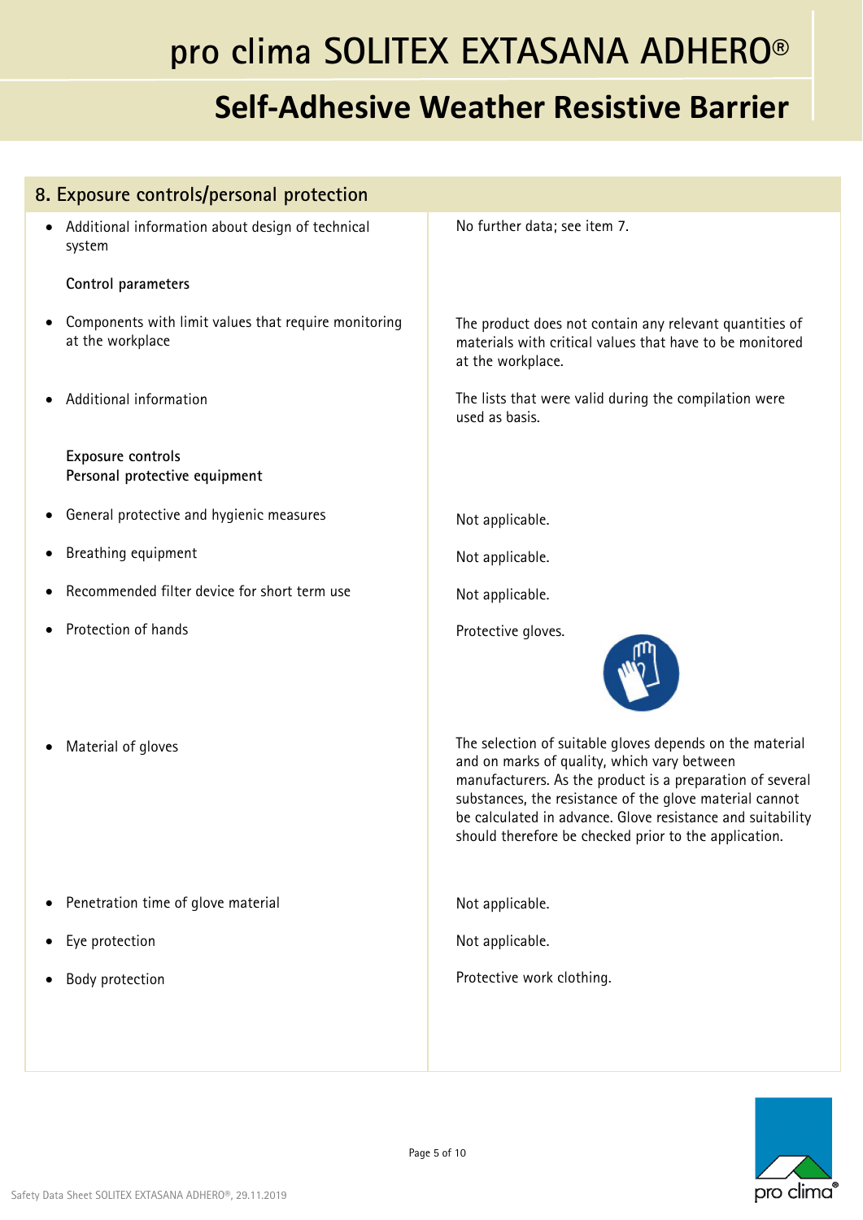## 8. Exposure controls/personal protection

- **Additional information about design of technical system:** No further data; see item 7.

**Control parameters**

- **Components with limit values that require monitoring at the workplace:** The product does not contain any relevant quantities of materials with critical values that have to be monitored at the workplace.
- **Additional information:** The lists that were valid during the compilation were used as basis.

**Exposure controls**
**Personal protective equipment**

- **General protective and hygienic measures:** Not applicable.
- **Breathing equipment:** Not applicable.
- **Recommended filter device for short term use:** Not applicable.
- **Protection of hands:** Protective gloves.
- **Material of gloves:** The selection of suitable gloves depends on the material and on marks of quality, which vary between manufacturers. As the product is a preparation of several substances, the resistance of the glove material cannot be calculated in advance. Glove resistance and suitability should therefore be checked prior to the application.
- **Penetration time of glove material:** Not applicable.
- **Eye protection:** Not applicable.
- **Body protection:** Protective work clothing.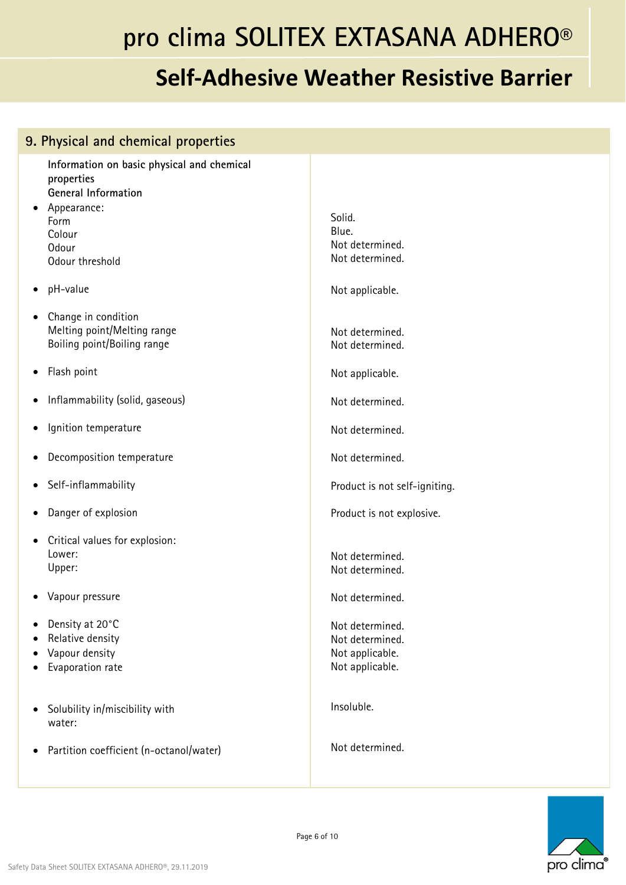## 9. Physical and chemical properties

| Information on basic physical and chemical properties | |
|---|---|
| **General Information** | |
| • Appearance: | |
| Form | Solid. |
| Colour | Blue. |
| Odour | Not determined. |
| Odour threshold | Not determined. |
| • pH-value | Not applicable. |
| • Change in condition | |
| Melting point/Melting range | Not determined. |
| Boiling point/Boiling range | Not determined. |
| • Flash point | Not applicable. |
| • Inflammability (solid, gaseous) | Not determined. |
| • Ignition temperature | Not determined. |
| • Decomposition temperature | Not determined. |
| • Self-inflammability | Product is not self-igniting. |
| • Danger of explosion | Product is not explosive. |
| • Critical values for explosion: | |
| Lower: | Not determined. |
| Upper: | Not determined. |
| • Vapour pressure | Not determined. |
| • Density at 20°C | Not determined. |
| • Relative density | Not determined. |
| • Vapour density | Not applicable. |
| • Evaporation rate | Not applicable. |
| • Solubility in/miscibility with water: | Insoluble. |
| • Partition coefficient (n-octanol/water) | Not determined. |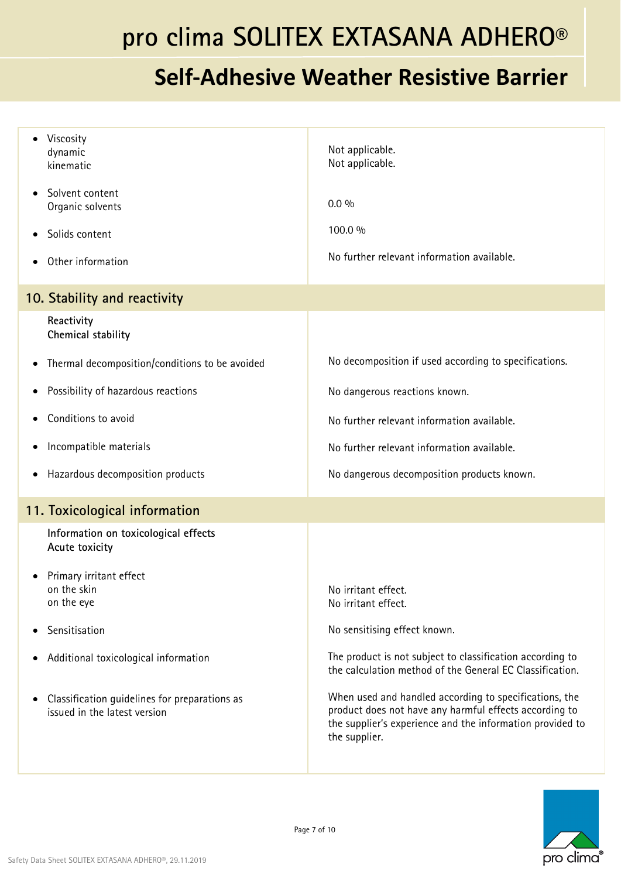| | |
|---|---|
| • Viscosity<br>dynamic<br>kinematic | Not applicable.<br>Not applicable. |
| • Solvent content<br>Organic solvents | 0.0 % |
| • Solids content | 100.0 % |
| • Other information | No further relevant information available. |

## 10. Stability and reactivity

| | |
|---|---|
| **Reactivity**<br>**Chemical stability** | |
| • Thermal decomposition/conditions to be avoided | No decomposition if used according to specifications. |
| • Possibility of hazardous reactions | No dangerous reactions known. |
| • Conditions to avoid | No further relevant information available. |
| • Incompatible materials | No further relevant information available. |
| • Hazardous decomposition products | No dangerous decomposition products known. |

## 11. Toxicological information

| | |
|---|---|
| **Information on toxicological effects**<br>**Acute toxicity** | |
| • Primary irritant effect<br>on the skin<br>on the eye | No irritant effect.<br>No irritant effect. |
| • Sensitisation | No sensitising effect known. |
| • Additional toxicological information | The product is not subject to classification according to the calculation method of the General EC Classification. |
| • Classification guidelines for preparations as issued in the latest version | When used and handled according to specifications, the product does not have any harmful effects according to the supplier's experience and the information provided to the supplier. |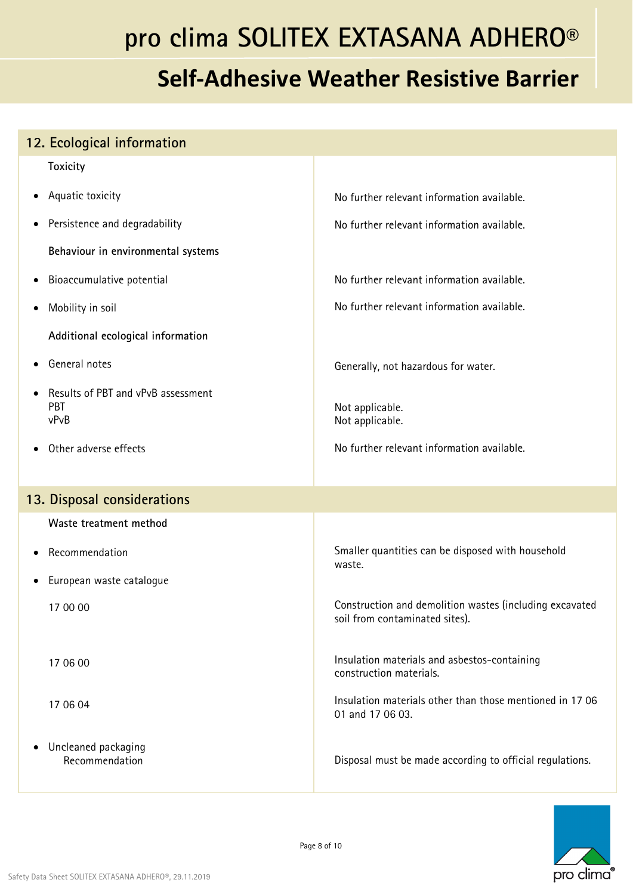## 12. Ecological information

| | |
|---|---|
| **Toxicity** | |
| • Aquatic toxicity | No further relevant information available. |
| • Persistence and degradability | No further relevant information available. |
| **Behaviour in environmental systems** | |
| • Bioaccumulative potential | No further relevant information available. |
| • Mobility in soil | No further relevant information available. |
| **Additional ecological information** | |
| • General notes | Generally, not hazardous for water. |
| • Results of PBT and vPvB assessment<br>PBT<br>vPvB | <br>Not applicable.<br>Not applicable. |
| • Other adverse effects | No further relevant information available. |

## 13. Disposal considerations

| | |
|---|---|
| **Waste treatment method** | |
| • Recommendation | Smaller quantities can be disposed with household waste. |
| • European waste catalogue | |
| 17 00 00 | Construction and demolition wastes (including excavated soil from contaminated sites). |
| 17 06 00 | Insulation materials and asbestos-containing construction materials. |
| 17 06 04 | Insulation materials other than those mentioned in 17 06 01 and 17 06 03. |
| • Uncleaned packaging<br>Recommendation | <br>Disposal must be made according to official regulations. |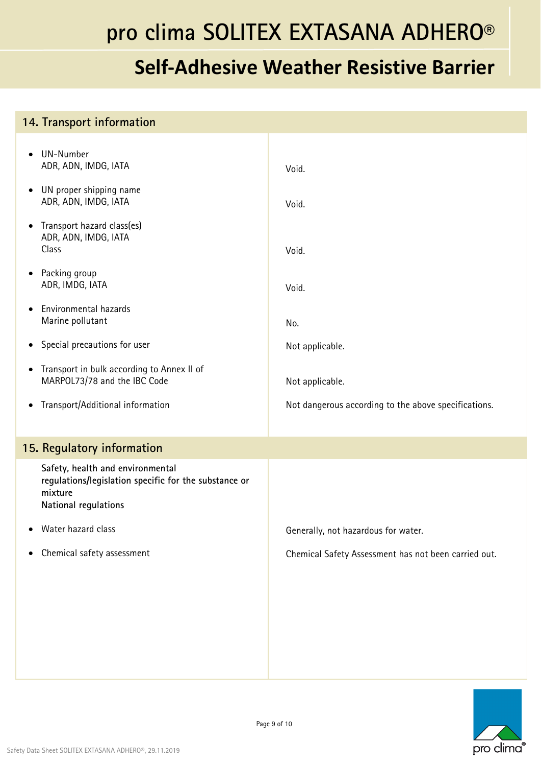## 14. Transport information

| | |
|---|---|
| • UN-Number<br>ADR, ADN, IMDG, IATA | Void. |
| • UN proper shipping name<br>ADR, ADN, IMDG, IATA | Void. |
| • Transport hazard class(es)<br>ADR, ADN, IMDG, IATA<br>Class | Void. |
| • Packing group<br>ADR, IMDG, IATA | Void. |
| • Environmental hazards<br>Marine pollutant | No. |
| • Special precautions for user | Not applicable. |
| • Transport in bulk according to Annex II of MARPOL73/78 and the IBC Code | Not applicable. |
| • Transport/Additional information | Not dangerous according to the above specifications. |

## 15. Regulatory information

**Safety, health and environmental regulations/legislation specific for the substance or mixture**
**National regulations**

| | |
|---|---|
| • Water hazard class | Generally, not hazardous for water. |
| • Chemical safety assessment | Chemical Safety Assessment has not been carried out. |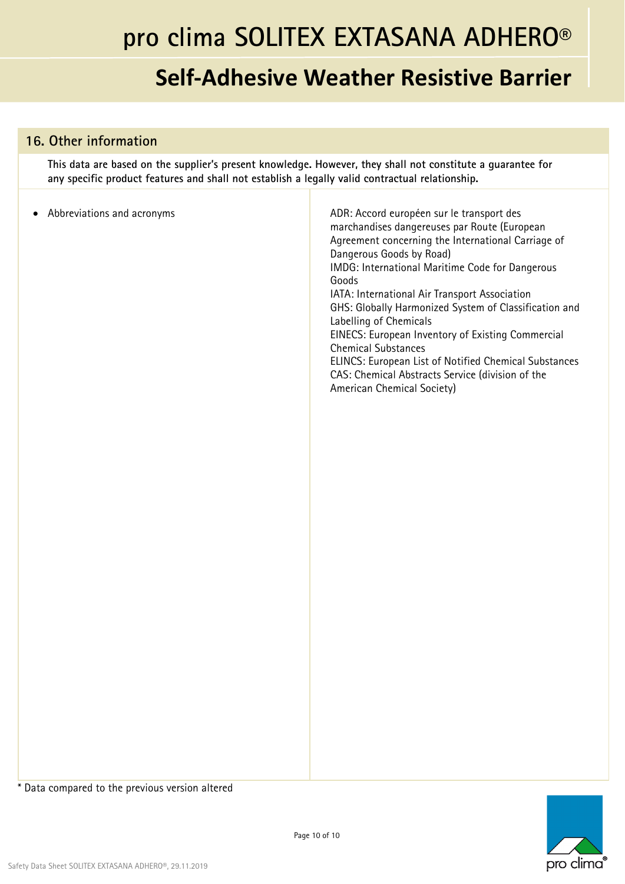## 16. Other information

**This data are based on the supplier's present knowledge. However, they shall not constitute a guarantee for any specific product features and shall not establish a legally valid contractual relationship.**

| | |
|---|---|
| • Abbreviations and acronyms | ADR: Accord européen sur le transport des marchandises dangereuses par Route (European Agreement concerning the International Carriage of Dangerous Goods by Road)<br>IMDG: International Maritime Code for Dangerous Goods<br>IATA: International Air Transport Association<br>GHS: Globally Harmonized System of Classification and Labelling of Chemicals<br>EINECS: European Inventory of Existing Commercial Chemical Substances<br>ELINCS: European List of Notified Chemical Substances<br>CAS: Chemical Abstracts Service (division of the American Chemical Society) |

* Data compared to the previous version altered